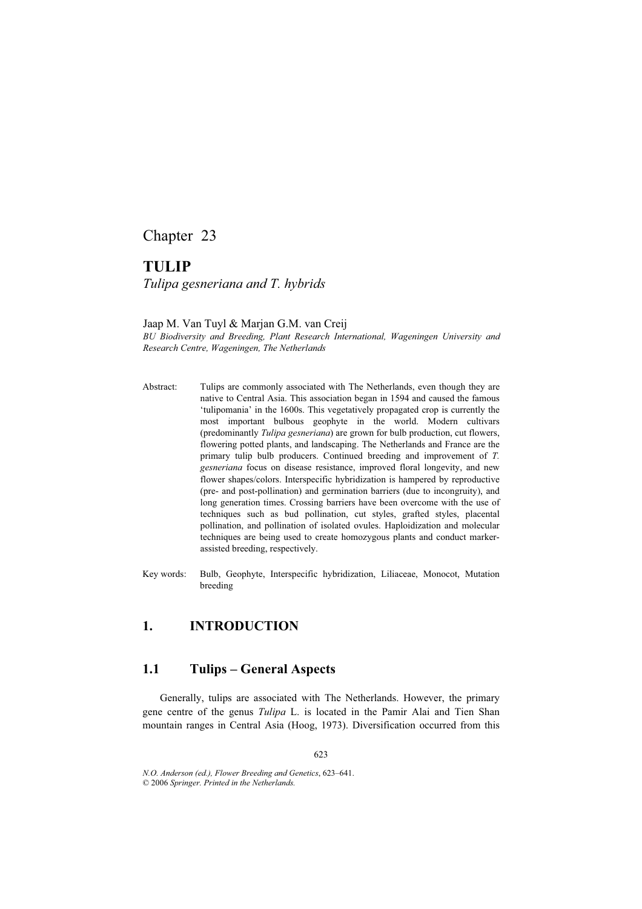# Chapter 23

# TULIP

*Tulipa gesneriana and T. hybrids*

Jaap M. Van Tuyl & Marjan G.M. van Creij

*BU Biodiversity and Breeding, Plant Research International, Wageningen University and Research Centre, Wageningen, The Netherlands*

Abstract: Tulips are commonly associated with The Netherlands, even though they are native to Central Asia. This association began in 1594 and caused the famous 'tulipomania' in the 1600s. This vegetatively propagated crop is currently the most important bulbous geophyte in the world. Modern cultivars (predominantly *Tulipa gesneriana*) are grown for bulb production, cut flowers, flowering potted plants, and landscaping. The Netherlands and France are the primary tulip bulb producers. Continued breeding and improvement of *T. gesneriana* focus on disease resistance, improved floral longevity, and new flower shapes/colors. Interspecific hybridization is hampered by reproductive (pre- and post-pollination) and germination barriers (due to incongruity), and long generation times. Crossing barriers have been overcome with the use of techniques such as bud pollination, cut styles, grafted styles, placental pollination, and pollination of isolated ovules. Haploidization and molecular techniques are being used to create homozygous plants and conduct marker-assisted breeding, respectively.

Key words: Bulb, Geophyte, Interspecific hybridization, Liliaceae, Monocot, Mutation breeding

## 1. INTRODUCTION

### 1.1 Tulips – General Aspects

Generally, tulips are associated with The Netherlands. However, the primary gene centre of the genus *Tulipa* L. is located in the Pamir Alai and Tien Shan mountain ranges in Central Asia (Hoog, 1973). Diversification occurred from this

*N.O. Anderson (ed.), Flower Breeding and Genetics*, 623–641.
© 2006 *Springer. Printed in the Netherlands.*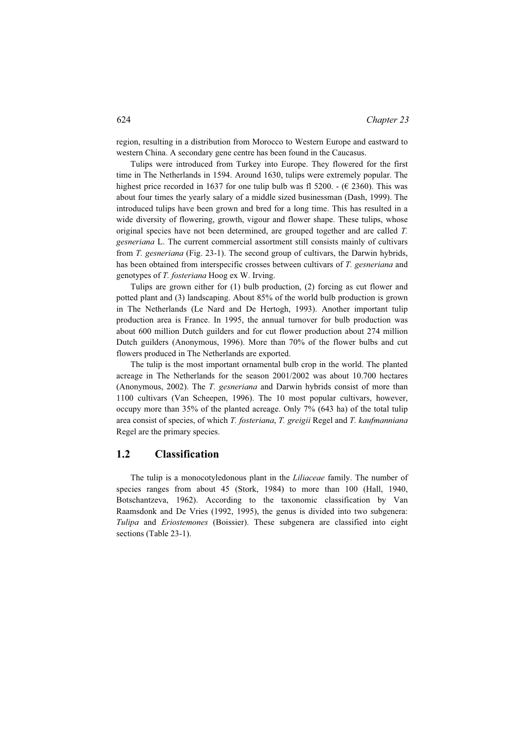region, resulting in a distribution from Morocco to Western Europe and eastward to western China. A secondary gene centre has been found in the Caucasus.

Tulips were introduced from Turkey into Europe. They flowered for the first time in The Netherlands in 1594. Around 1630, tulips were extremely popular. The highest price recorded in 1637 for one tulip bulb was fl 5200. - (€ 2360). This was about four times the yearly salary of a middle sized businessman (Dash, 1999). The introduced tulips have been grown and bred for a long time. This has resulted in a wide diversity of flowering, growth, vigour and flower shape. These tulips, whose original species have not been determined, are grouped together and are called *T. gesneriana* L. The current commercial assortment still consists mainly of cultivars from *T. gesneriana* (Fig. 23-1). The second group of cultivars, the Darwin hybrids, has been obtained from interspecific crosses between cultivars of *T. gesneriana* and genotypes of *T. fosteriana* Hoog ex W. Irving.

Tulips are grown either for (1) bulb production, (2) forcing as cut flower and potted plant and (3) landscaping. About 85% of the world bulb production is grown in The Netherlands (Le Nard and De Hertogh, 1993). Another important tulip production area is France. In 1995, the annual turnover for bulb production was about 600 million Dutch guilders and for cut flower production about 274 million Dutch guilders (Anonymous, 1996). More than 70% of the flower bulbs and cut flowers produced in The Netherlands are exported.

The tulip is the most important ornamental bulb crop in the world. The planted acreage in The Netherlands for the season 2001/2002 was about 10.700 hectares (Anonymous, 2002). The *T. gesneriana* and Darwin hybrids consist of more than 1100 cultivars (Van Scheepen, 1996). The 10 most popular cultivars, however, occupy more than 35% of the planted acreage. Only 7% (643 ha) of the total tulip area consist of species, of which *T. fosteriana*, *T. greigii* Regel and *T. kaufmanniana* Regel are the primary species.

## 1.2 Classification

The tulip is a monocotyledonous plant in the *Liliaceae* family. The number of species ranges from about 45 (Stork, 1984) to more than 100 (Hall, 1940, Botschantzeva, 1962). According to the taxonomic classification by Van Raamsdonk and De Vries (1992, 1995), the genus is divided into two subgenera: *Tulipa* and *Eriostemones* (Boissier). These subgenera are classified into eight sections (Table 23-1).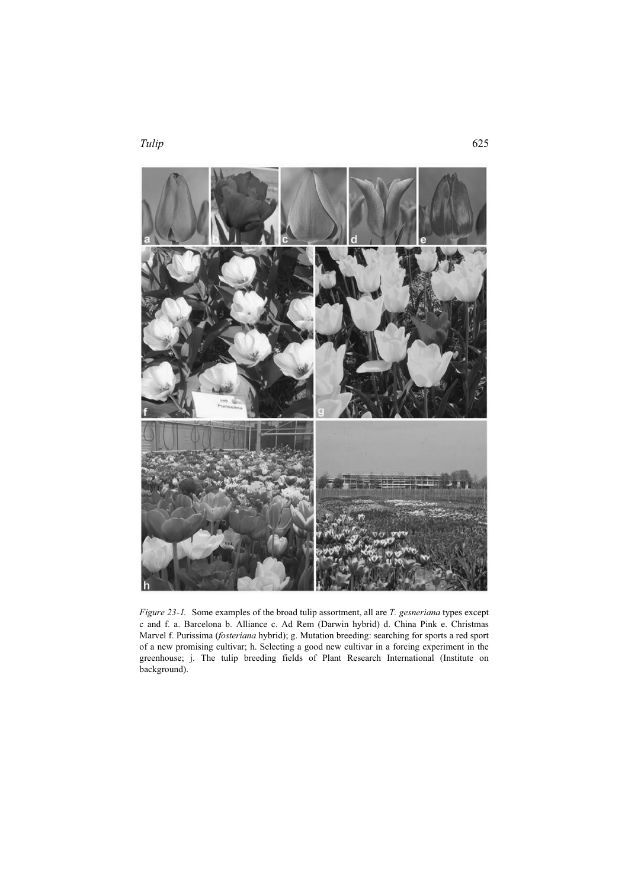*Figure 23-1.* Some examples of the broad tulip assortment, all are *T. gesneriana* types except c and f. a. Barcelona b. Alliance c. Ad Rem (Darwin hybrid) d. China Pink e. Christmas Marvel f. Purissima (*fosteriana* hybrid); g. Mutation breeding: searching for sports a red sport of a new promising cultivar; h. Selecting a good new cultivar in a forcing experiment in the greenhouse; j. The tulip breeding fields of Plant Research International (Institute on background).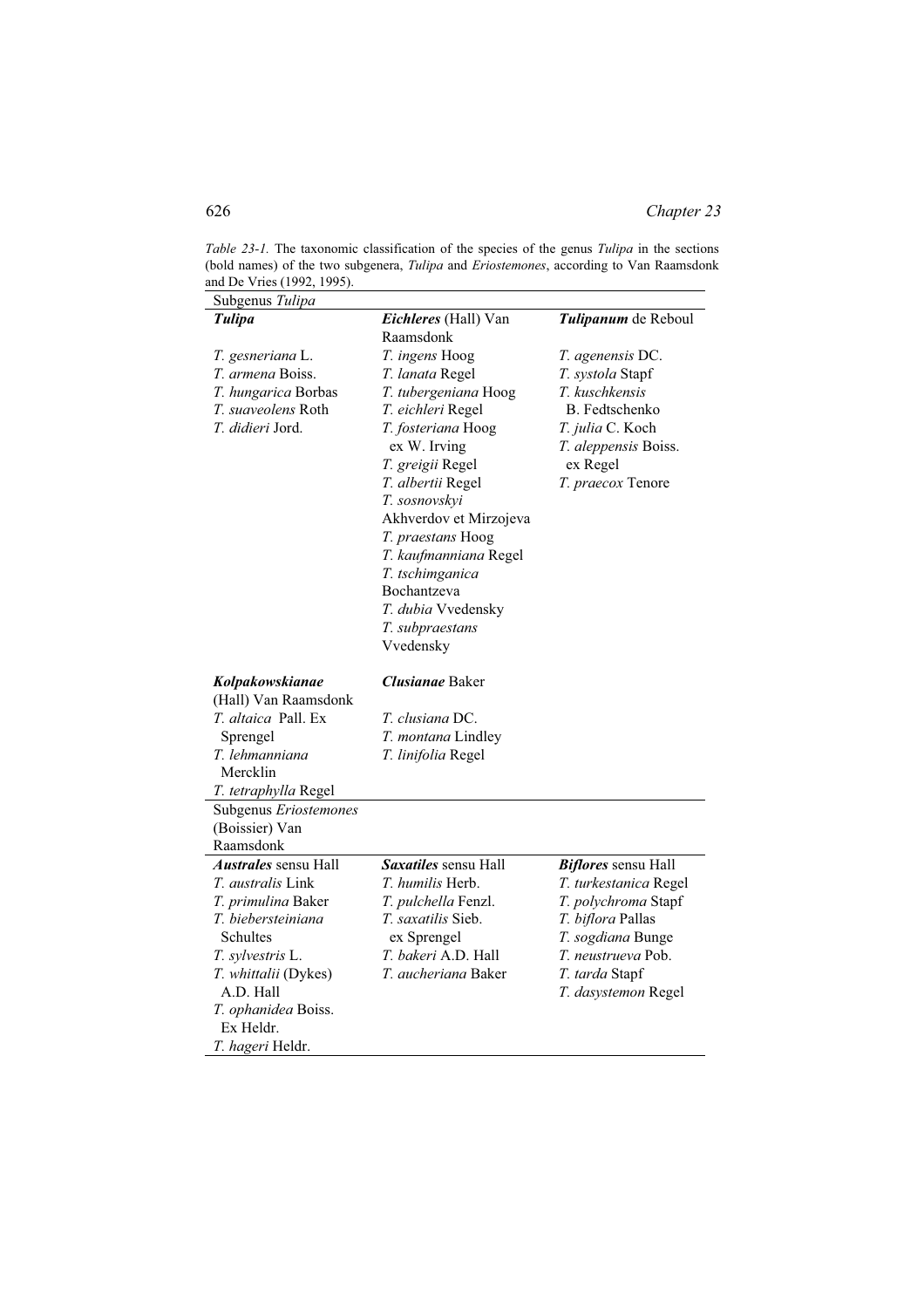*Table 23-1.* The taxonomic classification of the species of the genus *Tulipa* in the sections (bold names) of the two subgenera, *Tulipa* and *Eriostemones*, according to Van Raamsdonk and De Vries (1992, 1995).

| Subgenus *Tulipa* | | |
|---|---|---|
| ***Tulipa*** | ***Eichleres*** (Hall) Van Raamsdonk | ***Tulipanum*** de Reboul |
| *T. gesneriana* L. | *T. ingens* Hoog | *T. agenensis* DC. |
| *T. armena* Boiss. | *T. lanata* Regel | *T. systola* Stapf |
| *T. hungarica* Borbas | *T. tubergeniana* Hoog | *T. kuschkensis* B. Fedtschenko |
| *T. suaveolens* Roth | *T. eichleri* Regel | *T. julia* C. Koch |
| *T. didieri* Jord. | *T. fosteriana* Hoog ex W. Irving | *T. aleppensis* Boiss. ex Regel |
| | *T. greigii* Regel | *T. praecox* Tenore |
| | *T. albertii* Regel | |
| | *T. sosnovskyi* Akhverdov et Mirzojeva | |
| | *T. praestans* Hoog | |
| | *T. kaufmanniana* Regel | |
| | *T. tschimganica* Bochantzeva | |
| | *T. dubia* Vvedensky | |
| | *T. subpraestans* Vvedensky | |
| ***Kolpakowskianae*** (Hall) Van Raamsdonk | ***Clusianae*** Baker | |
| *T. altaica* Pall. Ex Sprengel | *T. clusiana* DC. | |
| *T. lehmanniana* Mercklin | *T. montana* Lindley | |
| *T. tetraphylla* Regel | *T. linifolia* Regel | |
| Subgenus *Eriostemones* (Boissier) Van Raamsdonk | | |
| ***Australes*** sensu Hall | ***Saxatiles*** sensu Hall | ***Biflores*** sensu Hall |
| *T. australis* Link | *T. humilis* Herb. | *T. turkestanica* Regel |
| *T. primulina* Baker | *T. pulchella* Fenzl. | *T. polychroma* Stapf |
| *T. biebersteiniana* Schultes | *T. saxatilis* Sieb. ex Sprengel | *T. biflora* Pallas |
| *T. sylvestris* L. | *T. bakeri* A.D. Hall | *T. sogdiana* Bunge |
| *T. whittalii* (Dykes) A.D. Hall | *T. aucheriana* Baker | *T. neustrueva* Pob. |
| *T. ophanidea* Boiss. Ex Heldr. | | *T. tarda* Stapf |
| *T. hageri* Heldr. | | *T. dasystemon* Regel |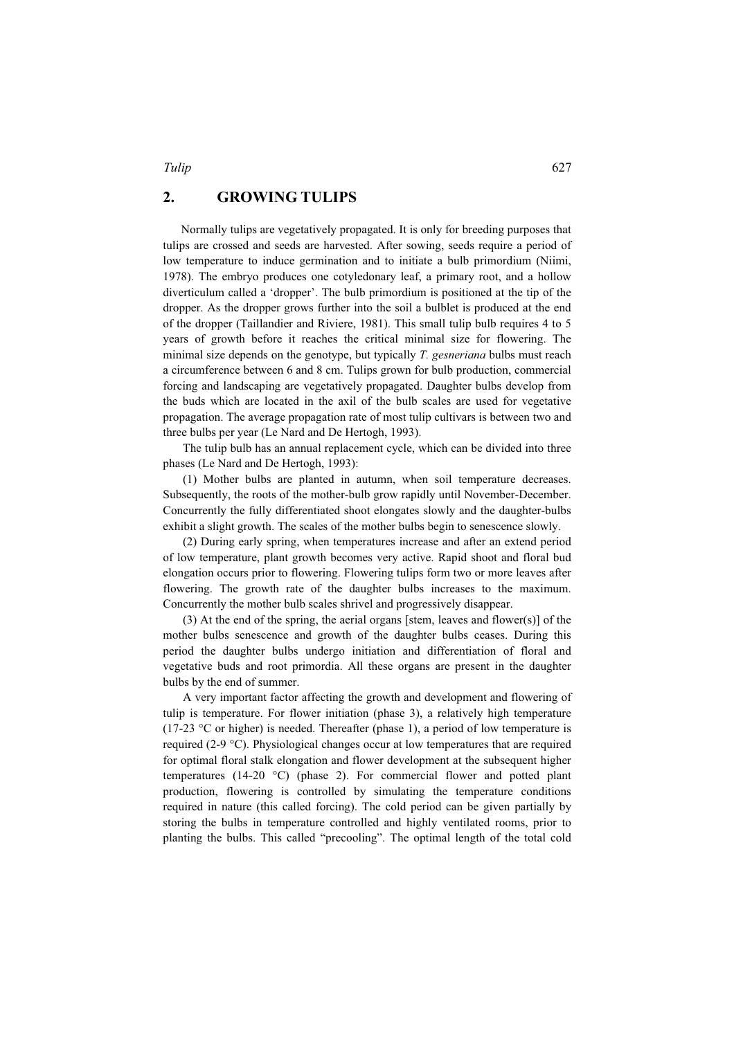## 2. GROWING TULIPS

Normally tulips are vegetatively propagated. It is only for breeding purposes that tulips are crossed and seeds are harvested. After sowing, seeds require a period of low temperature to induce germination and to initiate a bulb primordium (Niimi, 1978). The embryo produces one cotyledonary leaf, a primary root, and a hollow diverticulum called a 'dropper'. The bulb primordium is positioned at the tip of the dropper. As the dropper grows further into the soil a bulblet is produced at the end of the dropper (Taillandier and Riviere, 1981). This small tulip bulb requires 4 to 5 years of growth before it reaches the critical minimal size for flowering. The minimal size depends on the genotype, but typically *T. gesneriana* bulbs must reach a circumference between 6 and 8 cm. Tulips grown for bulb production, commercial forcing and landscaping are vegetatively propagated. Daughter bulbs develop from the buds which are located in the axil of the bulb scales are used for vegetative propagation. The average propagation rate of most tulip cultivars is between two and three bulbs per year (Le Nard and De Hertogh, 1993).

The tulip bulb has an annual replacement cycle, which can be divided into three phases (Le Nard and De Hertogh, 1993):

(1) Mother bulbs are planted in autumn, when soil temperature decreases. Subsequently, the roots of the mother-bulb grow rapidly until November-December. Concurrently the fully differentiated shoot elongates slowly and the daughter-bulbs exhibit a slight growth. The scales of the mother bulbs begin to senescence slowly.

(2) During early spring, when temperatures increase and after an extend period of low temperature, plant growth becomes very active. Rapid shoot and floral bud elongation occurs prior to flowering. Flowering tulips form two or more leaves after flowering. The growth rate of the daughter bulbs increases to the maximum. Concurrently the mother bulb scales shrivel and progressively disappear.

(3) At the end of the spring, the aerial organs [stem, leaves and flower(s)] of the mother bulbs senescence and growth of the daughter bulbs ceases. During this period the daughter bulbs undergo initiation and differentiation of floral and vegetative buds and root primordia. All these organs are present in the daughter bulbs by the end of summer.

A very important factor affecting the growth and development and flowering of tulip is temperature. For flower initiation (phase 3), a relatively high temperature (17-23 °C or higher) is needed. Thereafter (phase 1), a period of low temperature is required (2-9 °C). Physiological changes occur at low temperatures that are required for optimal floral stalk elongation and flower development at the subsequent higher temperatures (14-20 °C) (phase 2). For commercial flower and potted plant production, flowering is controlled by simulating the temperature conditions required in nature (this called forcing). The cold period can be given partially by storing the bulbs in temperature controlled and highly ventilated rooms, prior to planting the bulbs. This called "precooling". The optimal length of the total cold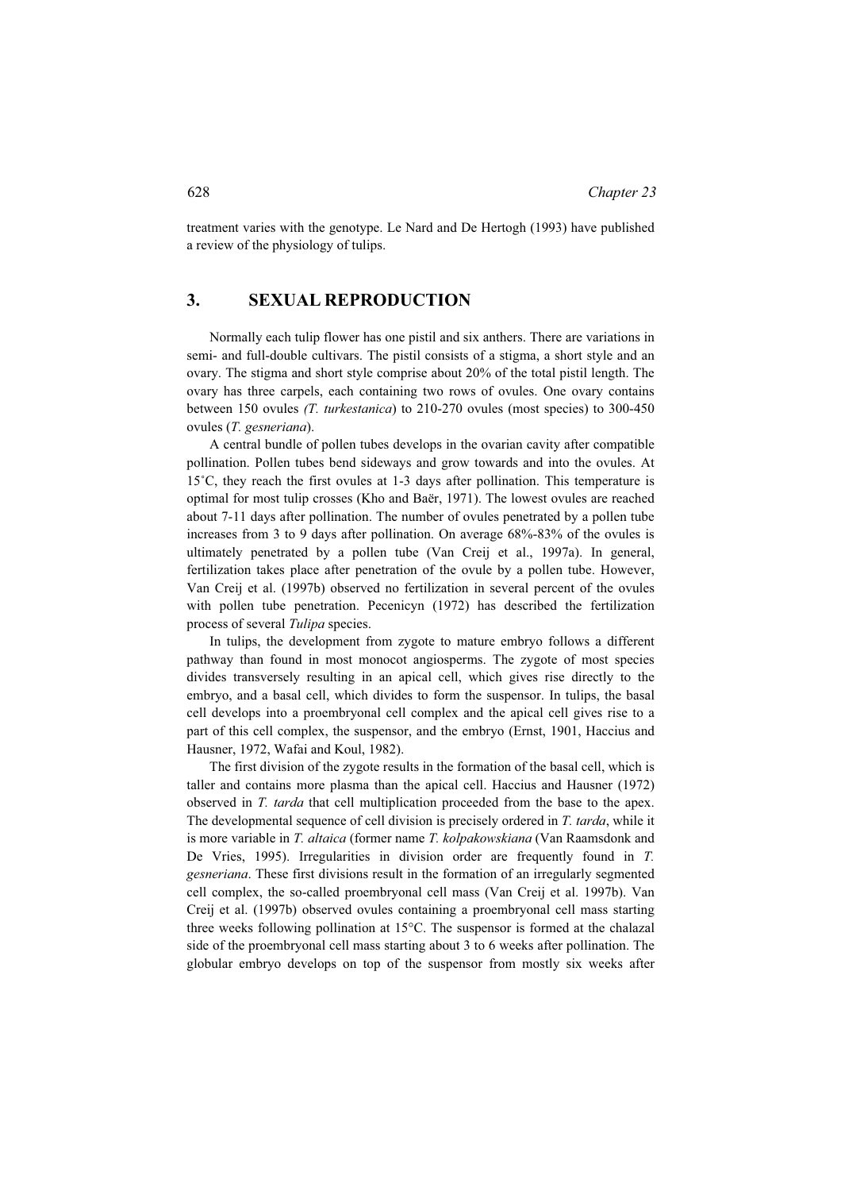treatment varies with the genotype. Le Nard and De Hertogh (1993) have published a review of the physiology of tulips.

## 3. SEXUAL REPRODUCTION

Normally each tulip flower has one pistil and six anthers. There are variations in semi- and full-double cultivars. The pistil consists of a stigma, a short style and an ovary. The stigma and short style comprise about 20% of the total pistil length. The ovary has three carpels, each containing two rows of ovules. One ovary contains between 150 ovules *(T. turkestanica*) to 210-270 ovules (most species) to 300-450 ovules (*T. gesneriana*).

A central bundle of pollen tubes develops in the ovarian cavity after compatible pollination. Pollen tubes bend sideways and grow towards and into the ovules. At 15˚C, they reach the first ovules at 1-3 days after pollination. This temperature is optimal for most tulip crosses (Kho and Baër, 1971). The lowest ovules are reached about 7-11 days after pollination. The number of ovules penetrated by a pollen tube increases from 3 to 9 days after pollination. On average 68%-83% of the ovules is ultimately penetrated by a pollen tube (Van Creij et al., 1997a). In general, fertilization takes place after penetration of the ovule by a pollen tube. However, Van Creij et al. (1997b) observed no fertilization in several percent of the ovules with pollen tube penetration. Pecenicyn (1972) has described the fertilization process of several *Tulipa* species.

In tulips, the development from zygote to mature embryo follows a different pathway than found in most monocot angiosperms. The zygote of most species divides transversely resulting in an apical cell, which gives rise directly to the embryo, and a basal cell, which divides to form the suspensor. In tulips, the basal cell develops into a proembryonal cell complex and the apical cell gives rise to a part of this cell complex, the suspensor, and the embryo (Ernst, 1901, Haccius and Hausner, 1972, Wafai and Koul, 1982).

The first division of the zygote results in the formation of the basal cell, which is taller and contains more plasma than the apical cell. Haccius and Hausner (1972) observed in *T. tarda* that cell multiplication proceeded from the base to the apex. The developmental sequence of cell division is precisely ordered in *T. tarda*, while it is more variable in *T. altaica* (former name *T. kolpakowskiana* (Van Raamsdonk and De Vries, 1995). Irregularities in division order are frequently found in *T. gesneriana*. These first divisions result in the formation of an irregularly segmented cell complex, the so-called proembryonal cell mass (Van Creij et al. 1997b). Van Creij et al. (1997b) observed ovules containing a proembryonal cell mass starting three weeks following pollination at 15°C. The suspensor is formed at the chalazal side of the proembryonal cell mass starting about 3 to 6 weeks after pollination. The globular embryo develops on top of the suspensor from mostly six weeks after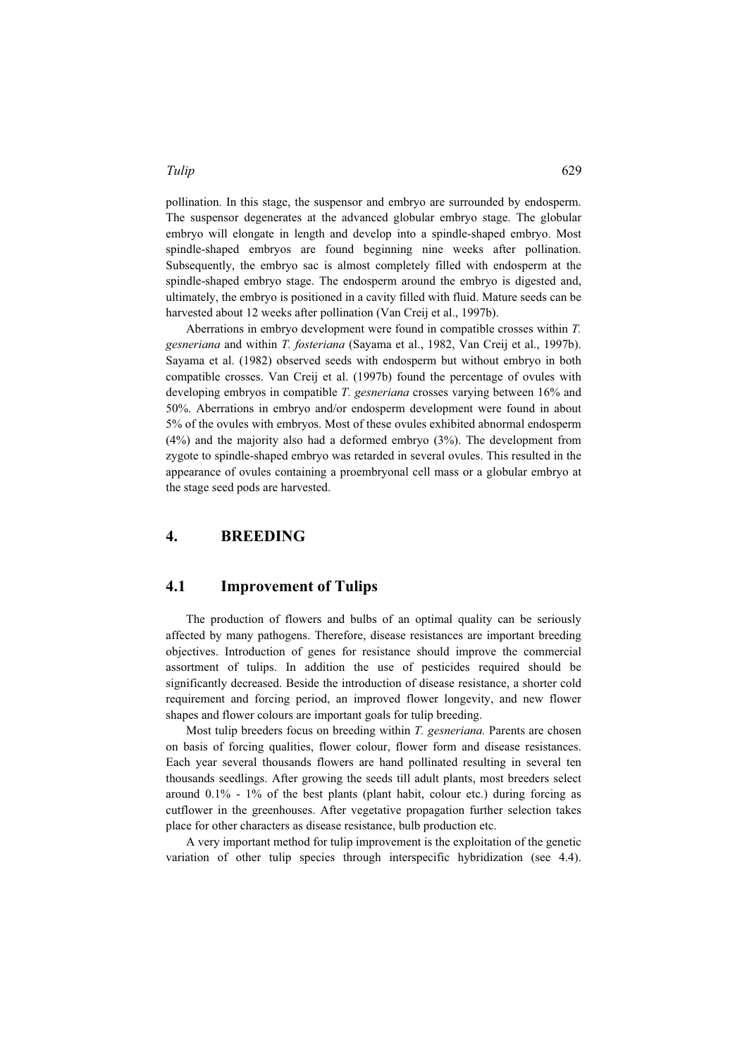pollination. In this stage, the suspensor and embryo are surrounded by endosperm. The suspensor degenerates at the advanced globular embryo stage. The globular embryo will elongate in length and develop into a spindle-shaped embryo. Most spindle-shaped embryos are found beginning nine weeks after pollination. Subsequently, the embryo sac is almost completely filled with endosperm at the spindle-shaped embryo stage. The endosperm around the embryo is digested and, ultimately, the embryo is positioned in a cavity filled with fluid. Mature seeds can be harvested about 12 weeks after pollination (Van Creij et al., 1997b).

Aberrations in embryo development were found in compatible crosses within *T. gesneriana* and within *T. fosteriana* (Sayama et al., 1982, Van Creij et al., 1997b). Sayama et al. (1982) observed seeds with endosperm but without embryo in both compatible crosses. Van Creij et al. (1997b) found the percentage of ovules with developing embryos in compatible *T. gesneriana* crosses varying between 16% and 50%. Aberrations in embryo and/or endosperm development were found in about 5% of the ovules with embryos. Most of these ovules exhibited abnormal endosperm (4%) and the majority also had a deformed embryo (3%). The development from zygote to spindle-shaped embryo was retarded in several ovules. This resulted in the appearance of ovules containing a proembryonal cell mass or a globular embryo at the stage seed pods are harvested.

# 4. BREEDING

## 4.1 Improvement of Tulips

The production of flowers and bulbs of an optimal quality can be seriously affected by many pathogens. Therefore, disease resistances are important breeding objectives. Introduction of genes for resistance should improve the commercial assortment of tulips. In addition the use of pesticides required should be significantly decreased. Beside the introduction of disease resistance, a shorter cold requirement and forcing period, an improved flower longevity, and new flower shapes and flower colours are important goals for tulip breeding.

Most tulip breeders focus on breeding within *T. gesneriana.* Parents are chosen on basis of forcing qualities, flower colour, flower form and disease resistances. Each year several thousands flowers are hand pollinated resulting in several ten thousands seedlings. After growing the seeds till adult plants, most breeders select around 0.1% - 1% of the best plants (plant habit, colour etc.) during forcing as cutflower in the greenhouses. After vegetative propagation further selection takes place for other characters as disease resistance, bulb production etc.

A very important method for tulip improvement is the exploitation of the genetic variation of other tulip species through interspecific hybridization (see 4.4).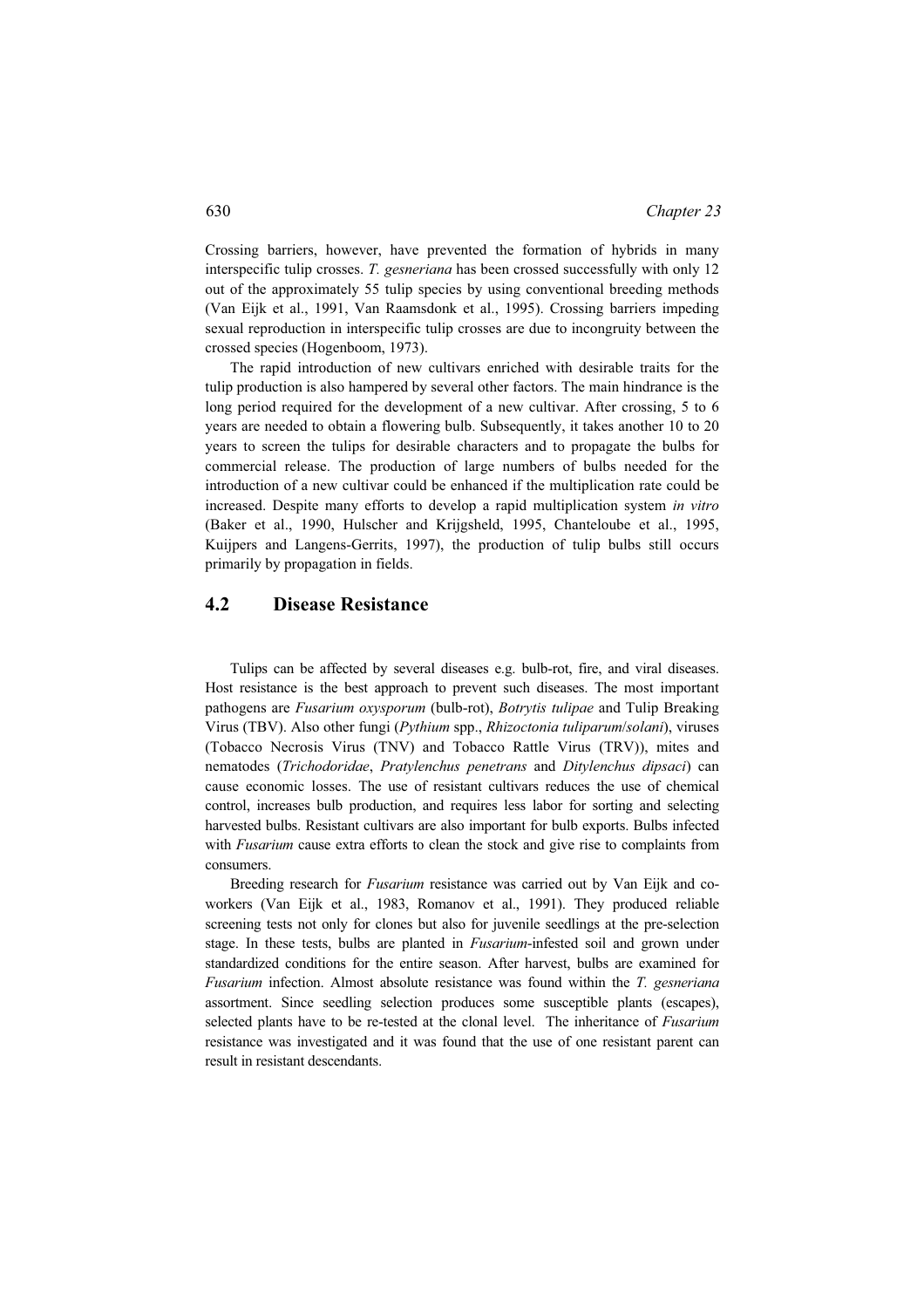Crossing barriers, however, have prevented the formation of hybrids in many interspecific tulip crosses. *T. gesneriana* has been crossed successfully with only 12 out of the approximately 55 tulip species by using conventional breeding methods (Van Eijk et al., 1991, Van Raamsdonk et al., 1995). Crossing barriers impeding sexual reproduction in interspecific tulip crosses are due to incongruity between the crossed species (Hogenboom, 1973).

The rapid introduction of new cultivars enriched with desirable traits for the tulip production is also hampered by several other factors. The main hindrance is the long period required for the development of a new cultivar. After crossing, 5 to 6 years are needed to obtain a flowering bulb. Subsequently, it takes another 10 to 20 years to screen the tulips for desirable characters and to propagate the bulbs for commercial release. The production of large numbers of bulbs needed for the introduction of a new cultivar could be enhanced if the multiplication rate could be increased. Despite many efforts to develop a rapid multiplication system *in vitro* (Baker et al., 1990, Hulscher and Krijgsheld, 1995, Chanteloube et al., 1995, Kuijpers and Langens-Gerrits, 1997), the production of tulip bulbs still occurs primarily by propagation in fields.

## 4.2 Disease Resistance

Tulips can be affected by several diseases e.g. bulb-rot, fire, and viral diseases. Host resistance is the best approach to prevent such diseases. The most important pathogens are *Fusarium oxysporum* (bulb-rot), *Botrytis tulipae* and Tulip Breaking Virus (TBV). Also other fungi (*Pythium* spp., *Rhizoctonia tuliparum*/*solani*), viruses (Tobacco Necrosis Virus (TNV) and Tobacco Rattle Virus (TRV)), mites and nematodes (*Trichodoridae*, *Pratylenchus penetrans* and *Ditylenchus dipsaci*) can cause economic losses. The use of resistant cultivars reduces the use of chemical control, increases bulb production, and requires less labor for sorting and selecting harvested bulbs. Resistant cultivars are also important for bulb exports. Bulbs infected with *Fusarium* cause extra efforts to clean the stock and give rise to complaints from consumers.

Breeding research for *Fusarium* resistance was carried out by Van Eijk and co-workers (Van Eijk et al., 1983, Romanov et al., 1991). They produced reliable screening tests not only for clones but also for juvenile seedlings at the pre-selection stage. In these tests, bulbs are planted in *Fusarium*-infested soil and grown under standardized conditions for the entire season. After harvest, bulbs are examined for *Fusarium* infection. Almost absolute resistance was found within the *T. gesneriana* assortment. Since seedling selection produces some susceptible plants (escapes), selected plants have to be re-tested at the clonal level. The inheritance of *Fusarium* resistance was investigated and it was found that the use of one resistant parent can result in resistant descendants.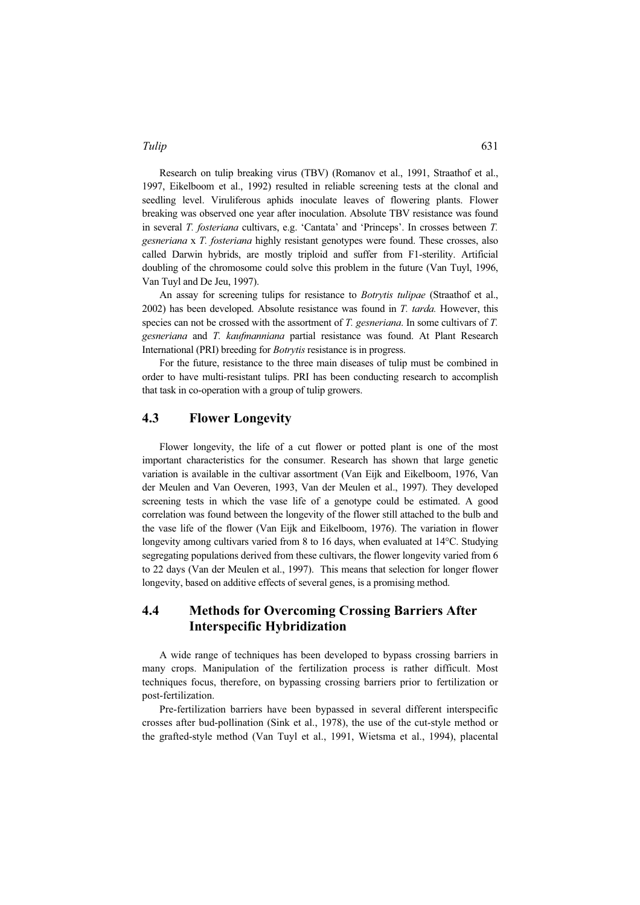Research on tulip breaking virus (TBV) (Romanov et al., 1991, Straathof et al., 1997, Eikelboom et al., 1992) resulted in reliable screening tests at the clonal and seedling level. Viruliferous aphids inoculate leaves of flowering plants. Flower breaking was observed one year after inoculation. Absolute TBV resistance was found in several *T. fosteriana* cultivars, e.g. 'Cantata' and 'Princeps'. In crosses between *T. gesneriana* x *T. fosteriana* highly resistant genotypes were found. These crosses, also called Darwin hybrids, are mostly triploid and suffer from F1-sterility. Artificial doubling of the chromosome could solve this problem in the future (Van Tuyl, 1996, Van Tuyl and De Jeu, 1997).

An assay for screening tulips for resistance to *Botrytis tulipae* (Straathof et al., 2002) has been developed. Absolute resistance was found in *T. tarda.* However, this species can not be crossed with the assortment of *T. gesneriana*. In some cultivars of *T. gesneriana* and *T. kaufmanniana* partial resistance was found. At Plant Research International (PRI) breeding for *Botrytis* resistance is in progress.

For the future, resistance to the three main diseases of tulip must be combined in order to have multi-resistant tulips. PRI has been conducting research to accomplish that task in co-operation with a group of tulip growers.

## 4.3 Flower Longevity

Flower longevity, the life of a cut flower or potted plant is one of the most important characteristics for the consumer. Research has shown that large genetic variation is available in the cultivar assortment (Van Eijk and Eikelboom, 1976, Van der Meulen and Van Oeveren, 1993, Van der Meulen et al., 1997). They developed screening tests in which the vase life of a genotype could be estimated. A good correlation was found between the longevity of the flower still attached to the bulb and the vase life of the flower (Van Eijk and Eikelboom, 1976). The variation in flower longevity among cultivars varied from 8 to 16 days, when evaluated at 14°C. Studying segregating populations derived from these cultivars, the flower longevity varied from 6 to 22 days (Van der Meulen et al., 1997). This means that selection for longer flower longevity, based on additive effects of several genes, is a promising method.

## 4.4 Methods for Overcoming Crossing Barriers After Interspecific Hybridization

A wide range of techniques has been developed to bypass crossing barriers in many crops. Manipulation of the fertilization process is rather difficult. Most techniques focus, therefore, on bypassing crossing barriers prior to fertilization or post-fertilization.

Pre-fertilization barriers have been bypassed in several different interspecific crosses after bud-pollination (Sink et al., 1978), the use of the cut-style method or the grafted-style method (Van Tuyl et al., 1991, Wietsma et al., 1994), placental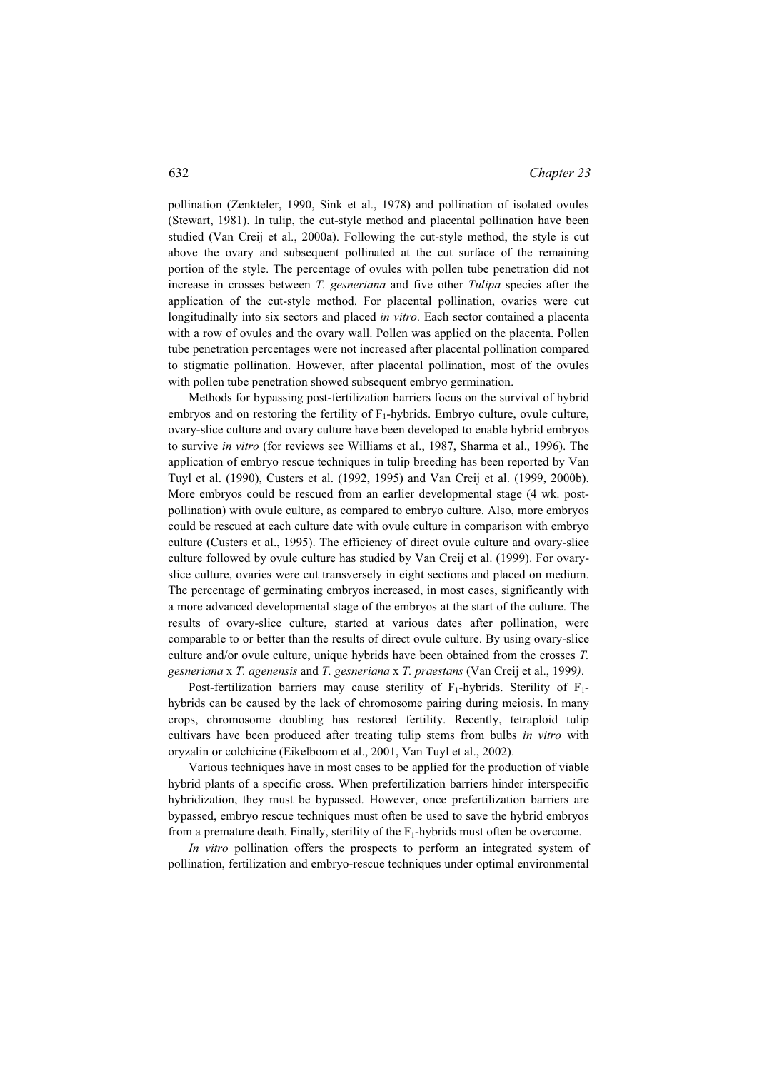pollination (Zenkteler, 1990, Sink et al., 1978) and pollination of isolated ovules (Stewart, 1981). In tulip, the cut-style method and placental pollination have been studied (Van Creij et al., 2000a). Following the cut-style method, the style is cut above the ovary and subsequent pollinated at the cut surface of the remaining portion of the style. The percentage of ovules with pollen tube penetration did not increase in crosses between *T. gesneriana* and five other *Tulipa* species after the application of the cut-style method. For placental pollination, ovaries were cut longitudinally into six sectors and placed *in vitro*. Each sector contained a placenta with a row of ovules and the ovary wall. Pollen was applied on the placenta. Pollen tube penetration percentages were not increased after placental pollination compared to stigmatic pollination. However, after placental pollination, most of the ovules with pollen tube penetration showed subsequent embryo germination.

Methods for bypassing post-fertilization barriers focus on the survival of hybrid embryos and on restoring the fertility of $F_1$-hybrids. Embryo culture, ovule culture, ovary-slice culture and ovary culture have been developed to enable hybrid embryos to survive *in vitro* (for reviews see Williams et al., 1987, Sharma et al., 1996). The application of embryo rescue techniques in tulip breeding has been reported by Van Tuyl et al. (1990), Custers et al. (1992, 1995) and Van Creij et al. (1999, 2000b). More embryos could be rescued from an earlier developmental stage (4 wk. post-pollination) with ovule culture, as compared to embryo culture. Also, more embryos could be rescued at each culture date with ovule culture in comparison with embryo culture (Custers et al., 1995). The efficiency of direct ovule culture and ovary-slice culture followed by ovule culture has studied by Van Creij et al. (1999). For ovary-slice culture, ovaries were cut transversely in eight sections and placed on medium. The percentage of germinating embryos increased, in most cases, significantly with a more advanced developmental stage of the embryos at the start of the culture. The results of ovary-slice culture, started at various dates after pollination, were comparable to or better than the results of direct ovule culture. By using ovary-slice culture and/or ovule culture, unique hybrids have been obtained from the crosses *T. gesneriana* x *T. agenensis* and *T. gesneriana* x *T. praestans* (Van Creij et al., 1999).

Post-fertilization barriers may cause sterility of $F_1$-hybrids. Sterility of $F_1$-hybrids can be caused by the lack of chromosome pairing during meiosis. In many crops, chromosome doubling has restored fertility. Recently, tetraploid tulip cultivars have been produced after treating tulip stems from bulbs *in vitro* with oryzalin or colchicine (Eikelboom et al., 2001, Van Tuyl et al., 2002).

Various techniques have in most cases to be applied for the production of viable hybrid plants of a specific cross. When prefertilization barriers hinder interspecific hybridization, they must be bypassed. However, once prefertilization barriers are bypassed, embryo rescue techniques must often be used to save the hybrid embryos from a premature death. Finally, sterility of the $F_1$-hybrids must often be overcome.

*In vitro* pollination offers the prospects to perform an integrated system of pollination, fertilization and embryo-rescue techniques under optimal environmental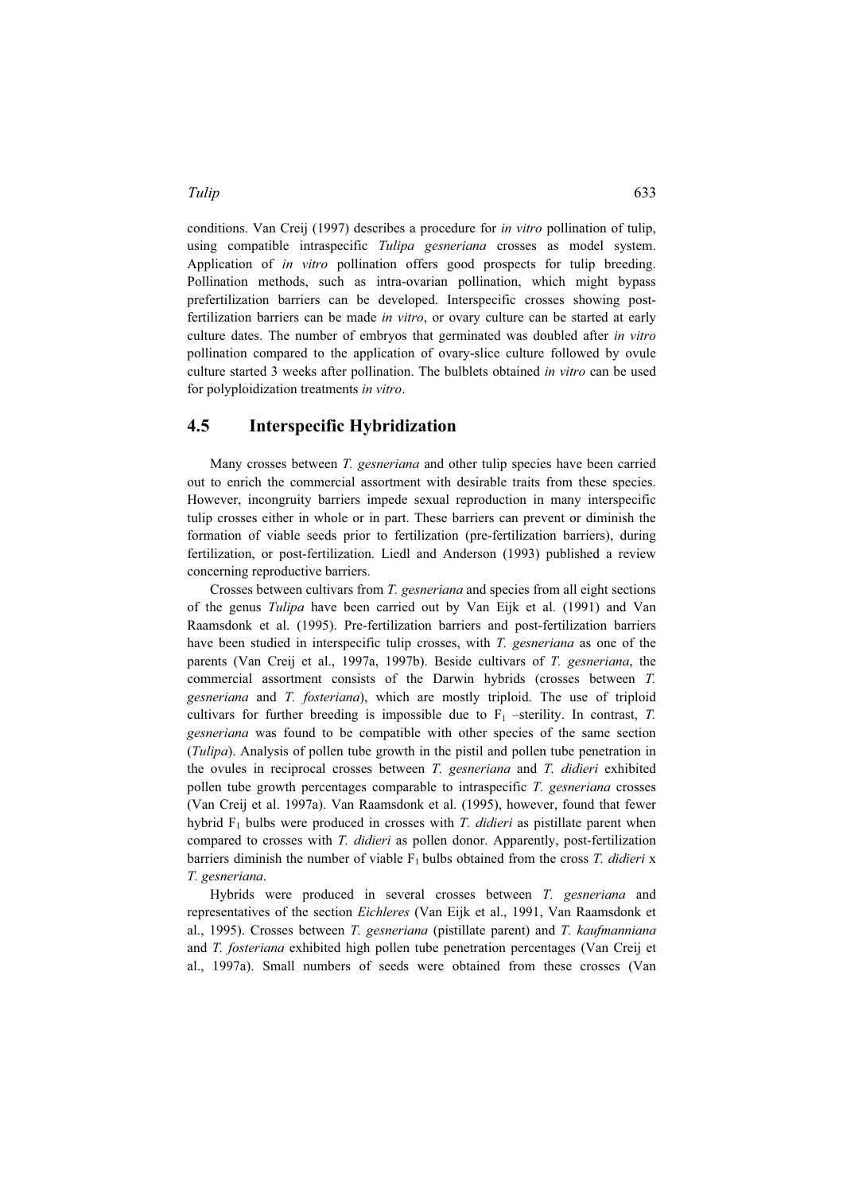conditions. Van Creij (1997) describes a procedure for *in vitro* pollination of tulip, using compatible intraspecific *Tulipa gesneriana* crosses as model system. Application of *in vitro* pollination offers good prospects for tulip breeding. Pollination methods, such as intra-ovarian pollination, which might bypass prefertilization barriers can be developed. Interspecific crosses showing post-fertilization barriers can be made *in vitro*, or ovary culture can be started at early culture dates. The number of embryos that germinated was doubled after *in vitro* pollination compared to the application of ovary-slice culture followed by ovule culture started 3 weeks after pollination. The bulblets obtained *in vitro* can be used for polyploidization treatments *in vitro*.

## 4.5 Interspecific Hybridization

Many crosses between *T. gesneriana* and other tulip species have been carried out to enrich the commercial assortment with desirable traits from these species. However, incongruity barriers impede sexual reproduction in many interspecific tulip crosses either in whole or in part. These barriers can prevent or diminish the formation of viable seeds prior to fertilization (pre-fertilization barriers), during fertilization, or post-fertilization. Liedl and Anderson (1993) published a review concerning reproductive barriers.

Crosses between cultivars from *T. gesneriana* and species from all eight sections of the genus *Tulipa* have been carried out by Van Eijk et al. (1991) and Van Raamsdonk et al. (1995). Pre-fertilization barriers and post-fertilization barriers have been studied in interspecific tulip crosses, with *T. gesneriana* as one of the parents (Van Creij et al., 1997a, 1997b). Beside cultivars of *T. gesneriana*, the commercial assortment consists of the Darwin hybrids (crosses between *T. gesneriana* and *T. fosteriana*), which are mostly triploid. The use of triploid cultivars for further breeding is impossible due to $F_1$ –sterility. In contrast, *T. gesneriana* was found to be compatible with other species of the same section (*Tulipa*). Analysis of pollen tube growth in the pistil and pollen tube penetration in the ovules in reciprocal crosses between *T. gesneriana* and *T. didieri* exhibited pollen tube growth percentages comparable to intraspecific *T. gesneriana* crosses (Van Creij et al. 1997a). Van Raamsdonk et al. (1995), however, found that fewer hybrid $F_1$ bulbs were produced in crosses with *T. didieri* as pistillate parent when compared to crosses with *T. didieri* as pollen donor. Apparently, post-fertilization barriers diminish the number of viable $F_1$ bulbs obtained from the cross *T. didieri* x *T. gesneriana*.

Hybrids were produced in several crosses between *T. gesneriana* and representatives of the section *Eichleres* (Van Eijk et al., 1991, Van Raamsdonk et al., 1995). Crosses between *T. gesneriana* (pistillate parent) and *T. kaufmanniana* and *T. fosteriana* exhibited high pollen tube penetration percentages (Van Creij et al., 1997a). Small numbers of seeds were obtained from these crosses (Van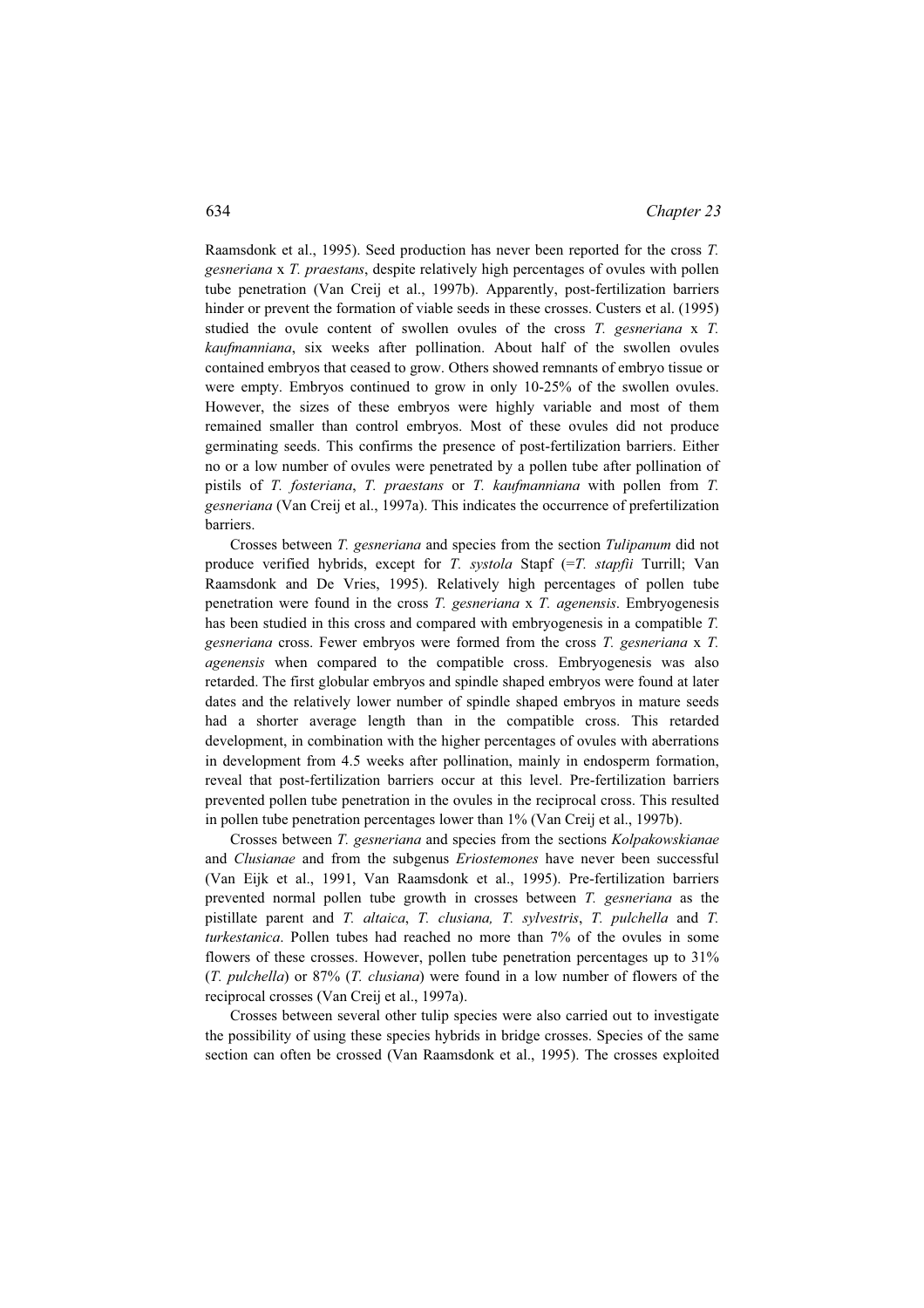Raamsdonk et al., 1995). Seed production has never been reported for the cross *T. gesneriana* x *T. praestans*, despite relatively high percentages of ovules with pollen tube penetration (Van Creij et al., 1997b). Apparently, post-fertilization barriers hinder or prevent the formation of viable seeds in these crosses. Custers et al. (1995) studied the ovule content of swollen ovules of the cross *T. gesneriana* x *T. kaufmanniana*, six weeks after pollination. About half of the swollen ovules contained embryos that ceased to grow. Others showed remnants of embryo tissue or were empty. Embryos continued to grow in only 10-25% of the swollen ovules. However, the sizes of these embryos were highly variable and most of them remained smaller than control embryos. Most of these ovules did not produce germinating seeds. This confirms the presence of post-fertilization barriers. Either no or a low number of ovules were penetrated by a pollen tube after pollination of pistils of *T. fosteriana*, *T. praestans* or *T. kaufmanniana* with pollen from *T. gesneriana* (Van Creij et al., 1997a). This indicates the occurrence of prefertilization barriers.

Crosses between *T. gesneriana* and species from the section *Tulipanum* did not produce verified hybrids, except for *T. systola* Stapf (=*T. stapfii* Turrill; Van Raamsdonk and De Vries, 1995). Relatively high percentages of pollen tube penetration were found in the cross *T. gesneriana* x *T. agenensis*. Embryogenesis has been studied in this cross and compared with embryogenesis in a compatible *T. gesneriana* cross. Fewer embryos were formed from the cross *T. gesneriana* x *T. agenensis* when compared to the compatible cross. Embryogenesis was also retarded. The first globular embryos and spindle shaped embryos were found at later dates and the relatively lower number of spindle shaped embryos in mature seeds had a shorter average length than in the compatible cross. This retarded development, in combination with the higher percentages of ovules with aberrations in development from 4.5 weeks after pollination, mainly in endosperm formation, reveal that post-fertilization barriers occur at this level. Pre-fertilization barriers prevented pollen tube penetration in the ovules in the reciprocal cross. This resulted in pollen tube penetration percentages lower than 1% (Van Creij et al., 1997b).

Crosses between *T. gesneriana* and species from the sections *Kolpakowskianae* and *Clusianae* and from the subgenus *Eriostemones* have never been successful (Van Eijk et al., 1991, Van Raamsdonk et al., 1995). Pre-fertilization barriers prevented normal pollen tube growth in crosses between *T. gesneriana* as the pistillate parent and *T. altaica*, *T. clusiana, T. sylvestris*, *T. pulchella* and *T. turkestanica*. Pollen tubes had reached no more than 7% of the ovules in some flowers of these crosses. However, pollen tube penetration percentages up to 31% (*T. pulchella*) or 87% (*T. clusiana*) were found in a low number of flowers of the reciprocal crosses (Van Creij et al., 1997a).

Crosses between several other tulip species were also carried out to investigate the possibility of using these species hybrids in bridge crosses. Species of the same section can often be crossed (Van Raamsdonk et al., 1995). The crosses exploited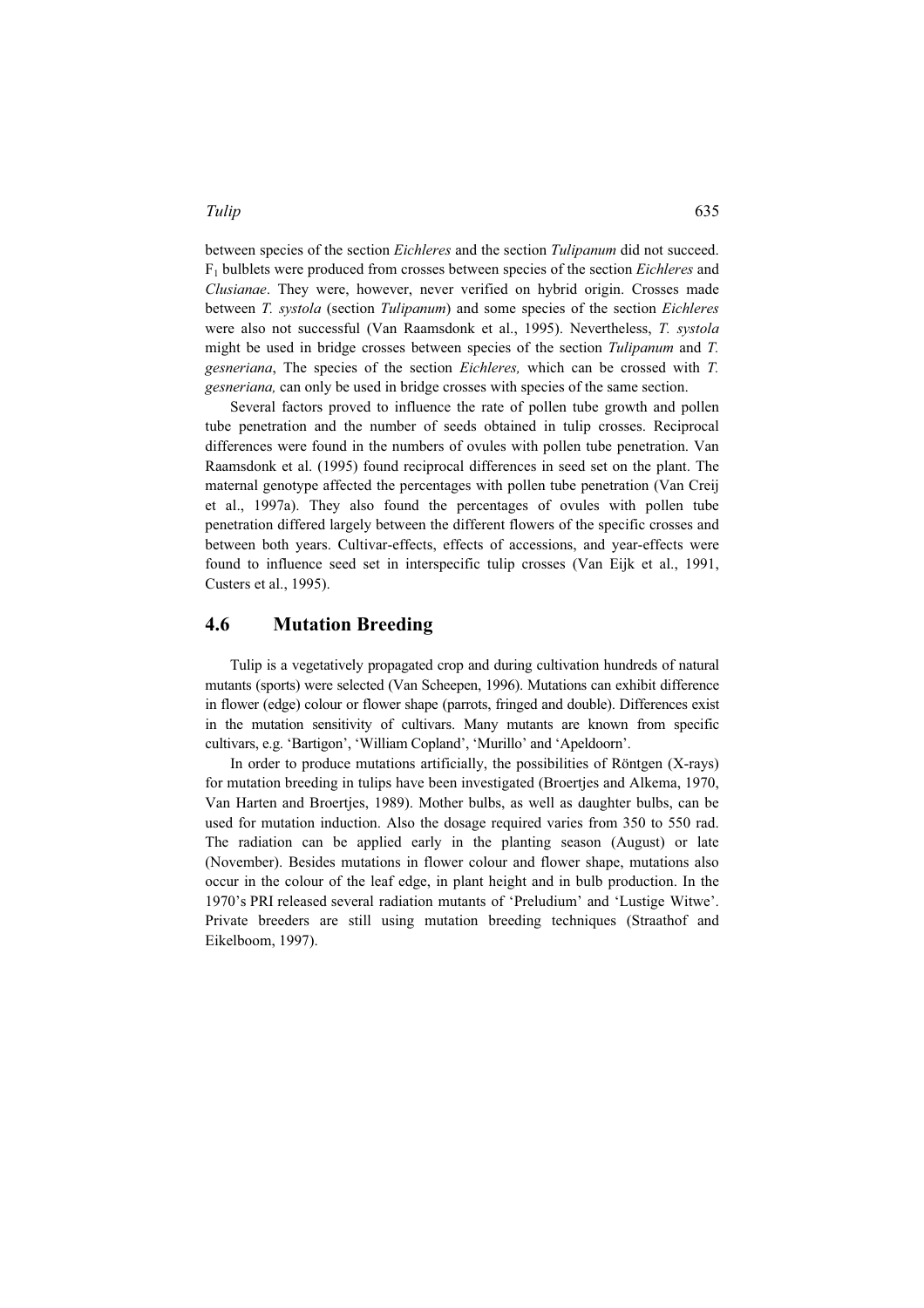between species of the section *Eichleres* and the section *Tulipanum* did not succeed. $F_1$ bulblets were produced from crosses between species of the section *Eichleres* and *Clusianae*. They were, however, never verified on hybrid origin. Crosses made between *T. systola* (section *Tulipanum*) and some species of the section *Eichleres* were also not successful (Van Raamsdonk et al., 1995). Nevertheless, *T. systola* might be used in bridge crosses between species of the section *Tulipanum* and *T. gesneriana*, The species of the section *Eichleres,* which can be crossed with *T. gesneriana,* can only be used in bridge crosses with species of the same section.

Several factors proved to influence the rate of pollen tube growth and pollen tube penetration and the number of seeds obtained in tulip crosses. Reciprocal differences were found in the numbers of ovules with pollen tube penetration. Van Raamsdonk et al. (1995) found reciprocal differences in seed set on the plant. The maternal genotype affected the percentages with pollen tube penetration (Van Creij et al., 1997a). They also found the percentages of ovules with pollen tube penetration differed largely between the different flowers of the specific crosses and between both years. Cultivar-effects, effects of accessions, and year-effects were found to influence seed set in interspecific tulip crosses (Van Eijk et al., 1991, Custers et al., 1995).

## 4.6 Mutation Breeding

Tulip is a vegetatively propagated crop and during cultivation hundreds of natural mutants (sports) were selected (Van Scheepen, 1996). Mutations can exhibit difference in flower (edge) colour or flower shape (parrots, fringed and double). Differences exist in the mutation sensitivity of cultivars. Many mutants are known from specific cultivars, e.g. 'Bartigon', 'William Copland', 'Murillo' and 'Apeldoorn'.

In order to produce mutations artificially, the possibilities of Röntgen (X-rays) for mutation breeding in tulips have been investigated (Broertjes and Alkema, 1970, Van Harten and Broertjes, 1989). Mother bulbs, as well as daughter bulbs, can be used for mutation induction. Also the dosage required varies from 350 to 550 rad. The radiation can be applied early in the planting season (August) or late (November). Besides mutations in flower colour and flower shape, mutations also occur in the colour of the leaf edge, in plant height and in bulb production. In the 1970's PRI released several radiation mutants of 'Preludium' and 'Lustige Witwe'. Private breeders are still using mutation breeding techniques (Straathof and Eikelboom, 1997).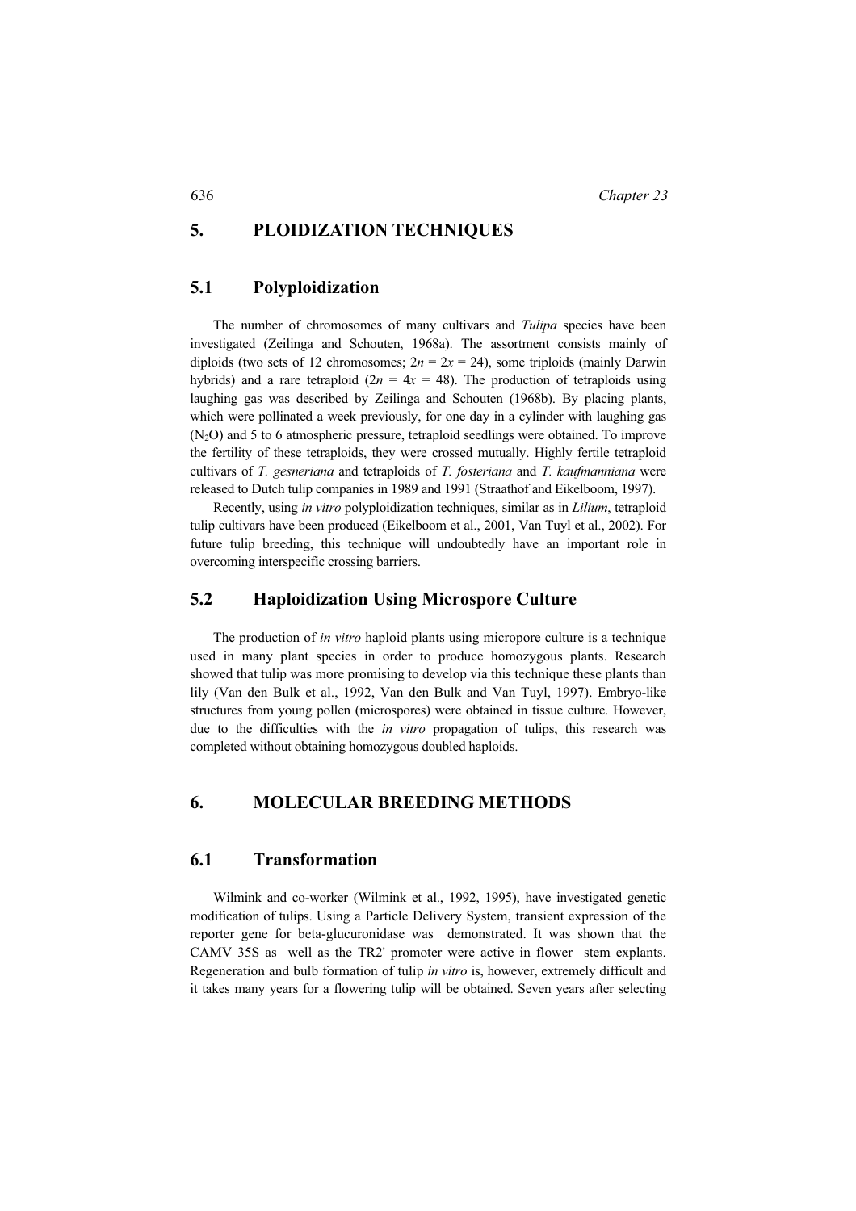## 5. PLOIDIZATION TECHNIQUES

### 5.1 Polyploidization

The number of chromosomes of many cultivars and *Tulipa* species have been investigated (Zeilinga and Schouten, 1968a). The assortment consists mainly of diploids (two sets of 12 chromosomes; $2n = 2x = 24$), some triploids (mainly Darwin hybrids) and a rare tetraploid ($2n = 4x = 48$). The production of tetraploids using laughing gas was described by Zeilinga and Schouten (1968b). By placing plants, which were pollinated a week previously, for one day in a cylinder with laughing gas ($N_2O$) and 5 to 6 atmospheric pressure, tetraploid seedlings were obtained. To improve the fertility of these tetraploids, they were crossed mutually. Highly fertile tetraploid cultivars of *T. gesneriana* and tetraploids of *T. fosteriana* and *T. kaufmanniana* were released to Dutch tulip companies in 1989 and 1991 (Straathof and Eikelboom, 1997).

Recently, using *in vitro* polyploidization techniques, similar as in *Lilium*, tetraploid tulip cultivars have been produced (Eikelboom et al., 2001, Van Tuyl et al., 2002). For future tulip breeding, this technique will undoubtedly have an important role in overcoming interspecific crossing barriers.

### 5.2 Haploidization Using Microspore Culture

The production of *in vitro* haploid plants using micropore culture is a technique used in many plant species in order to produce homozygous plants. Research showed that tulip was more promising to develop via this technique these plants than lily (Van den Bulk et al., 1992, Van den Bulk and Van Tuyl, 1997). Embryo-like structures from young pollen (microspores) were obtained in tissue culture. However, due to the difficulties with the *in vitro* propagation of tulips, this research was completed without obtaining homozygous doubled haploids.

## 6. MOLECULAR BREEDING METHODS

### 6.1 Transformation

Wilmink and co-worker (Wilmink et al., 1992, 1995), have investigated genetic modification of tulips. Using a Particle Delivery System, transient expression of the reporter gene for beta-glucuronidase was demonstrated. It was shown that the CAMV 35S as well as the TR2' promoter were active in flower stem explants. Regeneration and bulb formation of tulip *in vitro* is, however, extremely difficult and it takes many years for a flowering tulip will be obtained. Seven years after selecting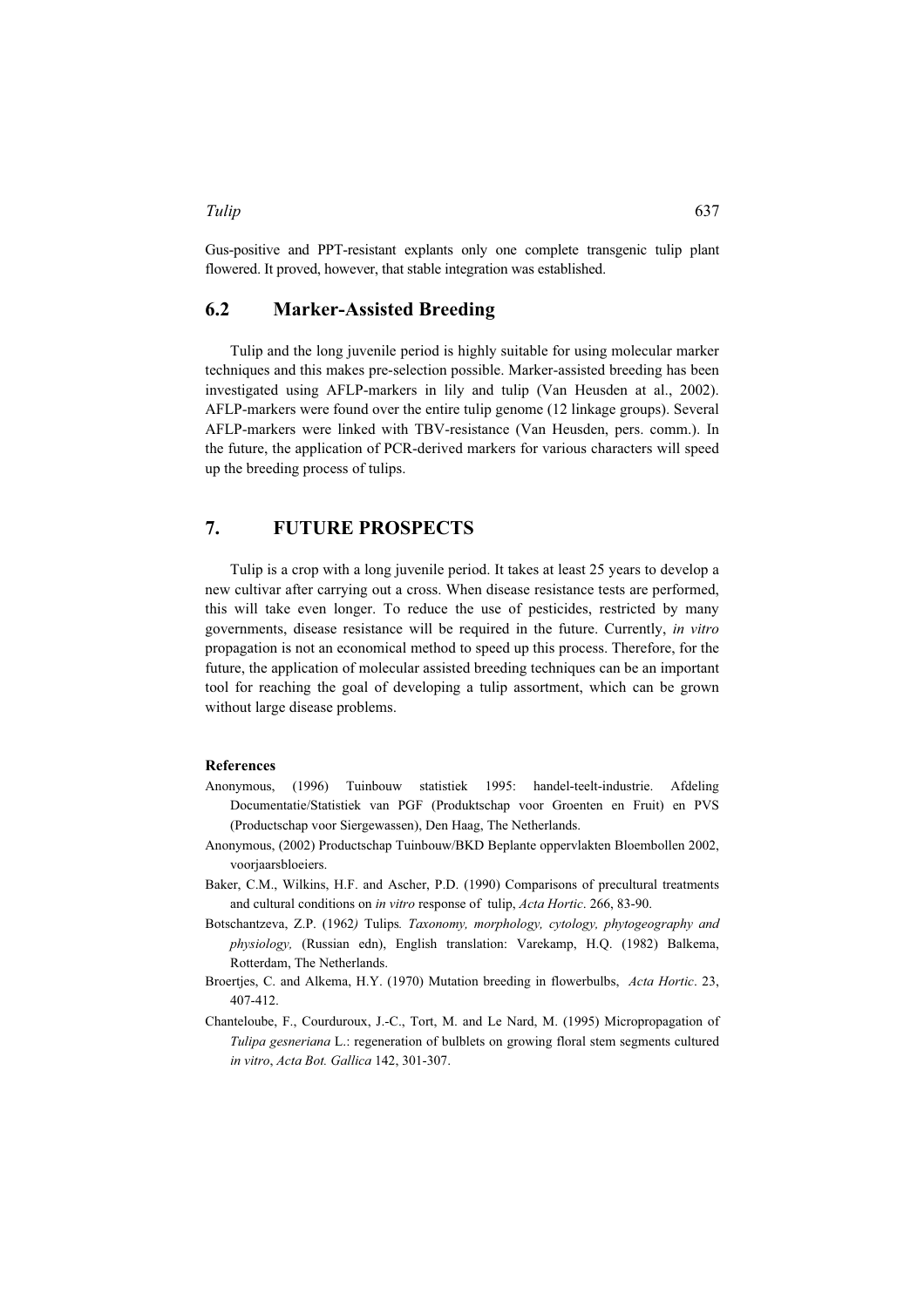Gus-positive and PPT-resistant explants only one complete transgenic tulip plant flowered. It proved, however, that stable integration was established.

## 6.2 Marker-Assisted Breeding

Tulip and the long juvenile period is highly suitable for using molecular marker techniques and this makes pre-selection possible. Marker-assisted breeding has been investigated using AFLP-markers in lily and tulip (Van Heusden at al., 2002). AFLP-markers were found over the entire tulip genome (12 linkage groups). Several AFLP-markers were linked with TBV-resistance (Van Heusden, pers. comm.). In the future, the application of PCR-derived markers for various characters will speed up the breeding process of tulips.

# 7. FUTURE PROSPECTS

Tulip is a crop with a long juvenile period. It takes at least 25 years to develop a new cultivar after carrying out a cross. When disease resistance tests are performed, this will take even longer. To reduce the use of pesticides, restricted by many governments, disease resistance will be required in the future. Currently, *in vitro* propagation is not an economical method to speed up this process. Therefore, for the future, the application of molecular assisted breeding techniques can be an important tool for reaching the goal of developing a tulip assortment, which can be grown without large disease problems.

**References**

Anonymous, (1996) Tuinbouw statistiek 1995: handel-teelt-industrie. Afdeling Documentatie/Statistiek van PGF (Produktschap voor Groenten en Fruit) en PVS (Productschap voor Siergewassen), Den Haag, The Netherlands.

Anonymous, (2002) Productschap Tuinbouw/BKD Beplante oppervlakten Bloembollen 2002, voorjaarsbloeiers.

Baker, C.M., Wilkins, H.F. and Ascher, P.D. (1990) Comparisons of precultural treatments and cultural conditions on *in vitro* response of tulip, *Acta Hortic*. 266, 83-90.

Botschantzeva, Z.P. (1962) Tulips*. Taxonomy, morphology, cytology, phytogeography and physiology,* (Russian edn), English translation: Varekamp, H.Q. (1982) Balkema, Rotterdam, The Netherlands.

Broertjes, C. and Alkema, H.Y. (1970) Mutation breeding in flowerbulbs, *Acta Hortic*. 23, 407-412.

Chanteloube, F., Courduroux, J.-C., Tort, M. and Le Nard, M. (1995) Micropropagation of *Tulipa gesneriana* L.: regeneration of bulblets on growing floral stem segments cultured *in vitro*, *Acta Bot. Gallica* 142, 301-307.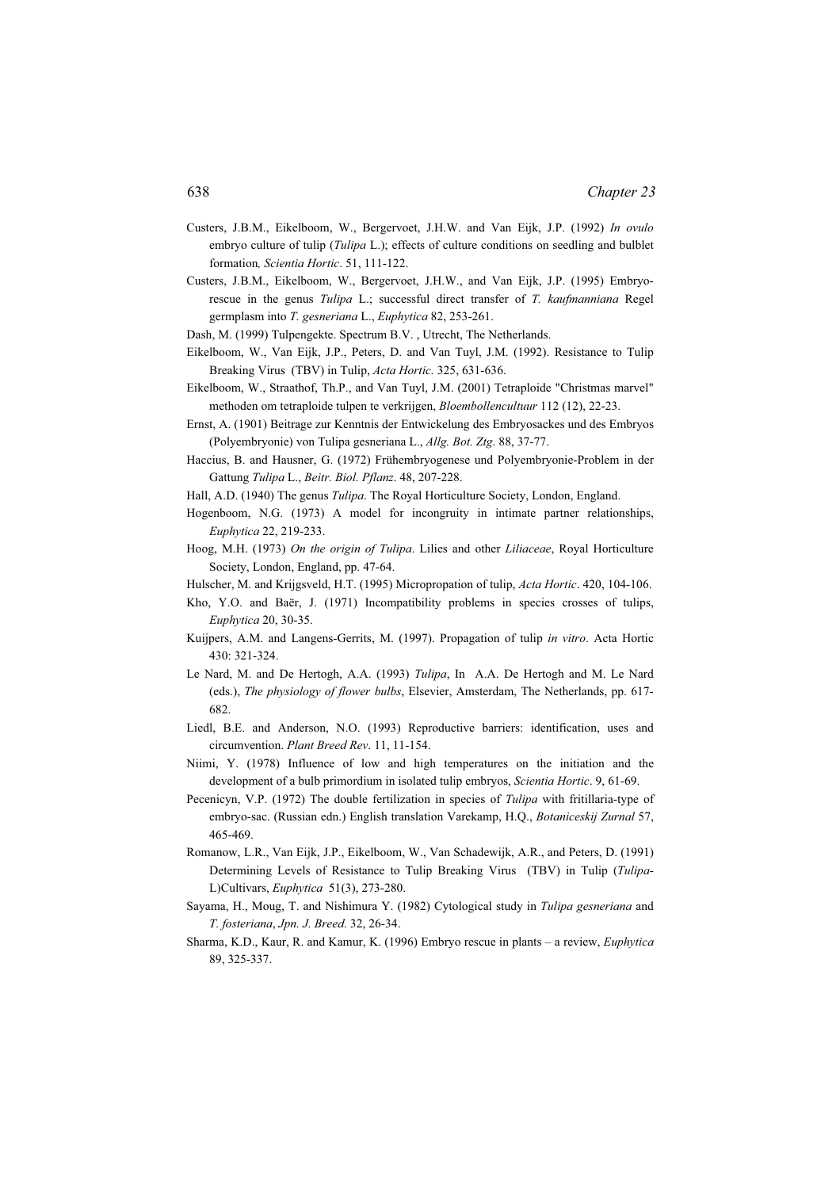Custers, J.B.M., Eikelboom, W., Bergervoet, J.H.W. and Van Eijk, J.P. (1992) *In ovulo* embryo culture of tulip (*Tulipa* L.); effects of culture conditions on seedling and bulblet formation*, Scientia Hortic*. 51, 111-122.

Custers, J.B.M., Eikelboom, W., Bergervoet, J.H.W., and Van Eijk, J.P. (1995) Embryo-rescue in the genus *Tulipa* L.; successful direct transfer of *T. kaufmanniana* Regel germplasm into *T. gesneriana* L., *Euphytica* 82, 253-261.

Dash, M. (1999) Tulpengekte. Spectrum B.V. , Utrecht, The Netherlands.

Eikelboom, W., Van Eijk, J.P., Peters, D. and Van Tuyl, J.M. (1992). Resistance to Tulip Breaking Virus (TBV) in Tulip, *Acta Hortic.* 325, 631-636.

Eikelboom, W., Straathof, Th.P., and Van Tuyl, J.M. (2001) Tetraploide "Christmas marvel" methoden om tetraploide tulpen te verkrijgen, *Bloembollencultuur* 112 (12), 22-23.

Ernst, A. (1901) Beitrage zur Kenntnis der Entwickelung des Embryosackes und des Embryos (Polyembryonie) von Tulipa gesneriana L., *Allg. Bot. Ztg*. 88, 37-77.

Haccius, B. and Hausner, G. (1972) Frühembryogenese und Polyembryonie-Problem in der Gattung *Tulipa* L., *Beitr. Biol. Pflanz*. 48, 207-228.

Hall, A.D. (1940) The genus *Tulipa*. The Royal Horticulture Society, London, England.

Hogenboom, N.G. (1973) A model for incongruity in intimate partner relationships, *Euphytica* 22, 219-233.

Hoog, M.H. (1973) *On the origin of Tulipa*. Lilies and other *Liliaceae*, Royal Horticulture Society, London, England, pp. 47-64.

Hulscher, M. and Krijgsveld, H.T. (1995) Micropropation of tulip, *Acta Hortic*. 420, 104-106.

Kho, Y.O. and Baër, J. (1971) Incompatibility problems in species crosses of tulips, *Euphytica* 20, 30-35.

Kuijpers, A.M. and Langens-Gerrits, M. (1997). Propagation of tulip *in vitro*. Acta Hortic 430: 321-324.

Le Nard, M. and De Hertogh, A.A. (1993) *Tulipa*, In A.A. De Hertogh and M. Le Nard (eds.), *The physiology of flower bulbs*, Elsevier, Amsterdam, The Netherlands, pp. 617-682.

Liedl, B.E. and Anderson, N.O. (1993) Reproductive barriers: identification, uses and circumvention. *Plant Breed Rev*. 11, 11-154.

Niimi, Y. (1978) Influence of low and high temperatures on the initiation and the development of a bulb primordium in isolated tulip embryos, *Scientia Hortic*. 9, 61-69.

Pecenicyn, V.P. (1972) The double fertilization in species of *Tulipa* with fritillaria-type of embryo-sac. (Russian edn.) English translation Varekamp, H.Q., *Botaniceskij Zurnal* 57, 465-469.

Romanow, L.R., Van Eijk, J.P., Eikelboom, W., Van Schadewijk, A.R., and Peters, D. (1991) Determining Levels of Resistance to Tulip Breaking Virus (TBV) in Tulip (*Tulipa*-L)Cultivars, *Euphytica* 51(3), 273-280.

Sayama, H., Moug, T. and Nishimura Y. (1982) Cytological study in *Tulipa gesneriana* and *T. fosteriana*, *Jpn. J. Breed*. 32, 26-34.

Sharma, K.D., Kaur, R. and Kamur, K. (1996) Embryo rescue in plants – a review, *Euphytica* 89, 325-337.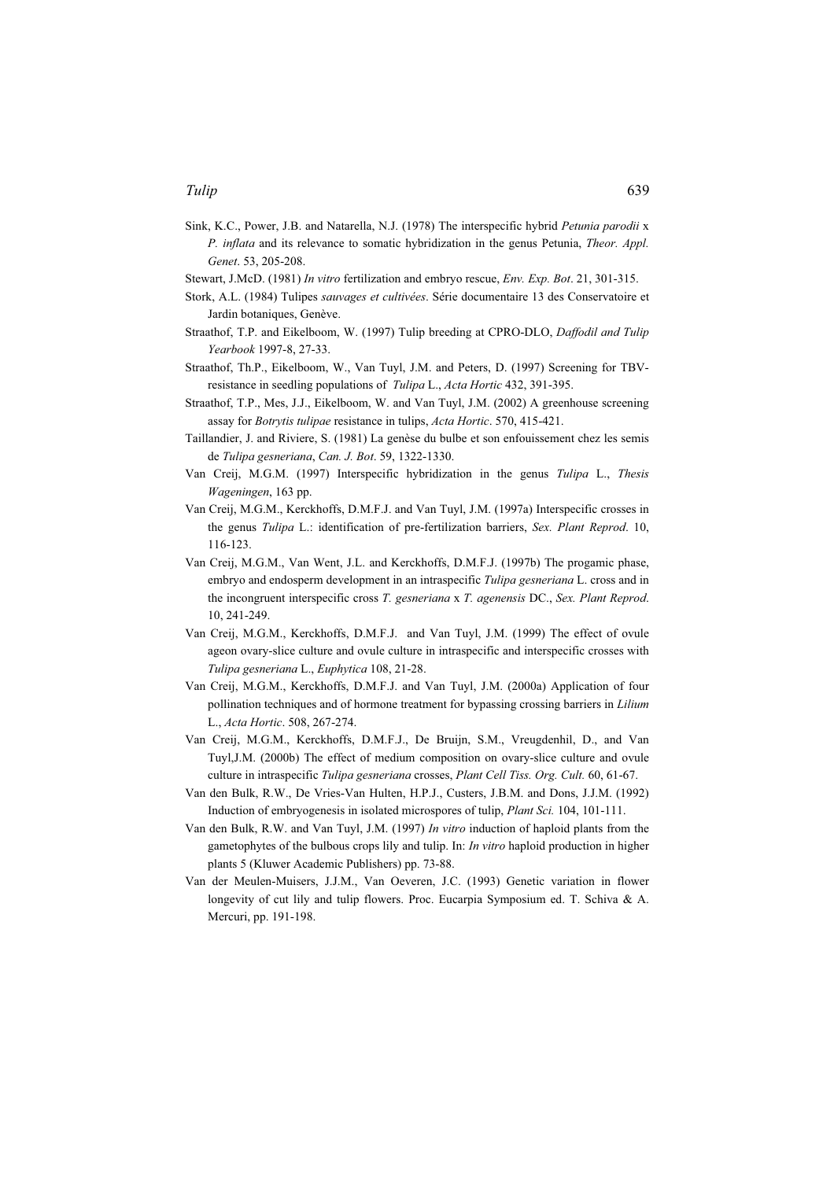Sink, K.C., Power, J.B. and Natarella, N.J. (1978) The interspecific hybrid *Petunia parodii* x *P. inflata* and its relevance to somatic hybridization in the genus Petunia, *Theor. Appl. Genet*. 53, 205-208.

Stewart, J.McD. (1981) *In vitro* fertilization and embryo rescue, *Env. Exp. Bot*. 21, 301-315.

Stork, A.L. (1984) Tulipes *sauvages et cultivées*. Série documentaire 13 des Conservatoire et Jardin botaniques, Genève.

Straathof, T.P. and Eikelboom, W. (1997) Tulip breeding at CPRO-DLO, *Daffodil and Tulip Yearbook* 1997-8, 27-33.

Straathof, Th.P., Eikelboom, W., Van Tuyl, J.M. and Peters, D. (1997) Screening for TBV-resistance in seedling populations of *Tulipa* L., *Acta Hortic* 432, 391-395.

Straathof, T.P., Mes, J.J., Eikelboom, W. and Van Tuyl, J.M. (2002) A greenhouse screening assay for *Botrytis tulipae* resistance in tulips, *Acta Hortic*. 570, 415-421.

Taillandier, J. and Riviere, S. (1981) La genèse du bulbe et son enfouissement chez les semis de *Tulipa gesneriana*, *Can. J. Bot*. 59, 1322-1330.

Van Creij, M.G.M. (1997) Interspecific hybridization in the genus *Tulipa* L., *Thesis Wageningen*, 163 pp.

Van Creij, M.G.M., Kerckhoffs, D.M.F.J. and Van Tuyl, J.M. (1997a) Interspecific crosses in the genus *Tulipa* L.: identification of pre-fertilization barriers, *Sex. Plant Reprod*. 10, 116-123.

Van Creij, M.G.M., Van Went, J.L. and Kerckhoffs, D.M.F.J. (1997b) The progamic phase, embryo and endosperm development in an intraspecific *Tulipa gesneriana* L. cross and in the incongruent interspecific cross *T. gesneriana* x *T. agenensis* DC., *Sex. Plant Reprod.* 10, 241-249.

Van Creij, M.G.M., Kerckhoffs, D.M.F.J. and Van Tuyl, J.M. (1999) The effect of ovule ageon ovary-slice culture and ovule culture in intraspecific and interspecific crosses with *Tulipa gesneriana* L., *Euphytica* 108, 21-28.

Van Creij, M.G.M., Kerckhoffs, D.M.F.J. and Van Tuyl, J.M. (2000a) Application of four pollination techniques and of hormone treatment for bypassing crossing barriers in *Lilium* L., *Acta Hortic*. 508, 267-274.

Van Creij, M.G.M., Kerckhoffs, D.M.F.J., De Bruijn, S.M., Vreugdenhil, D., and Van Tuyl,J.M. (2000b) The effect of medium composition on ovary-slice culture and ovule culture in intraspecific *Tulipa gesneriana* crosses, *Plant Cell Tiss. Org. Cult.* 60, 61-67.

Van den Bulk, R.W., De Vries-Van Hulten, H.P.J., Custers, J.B.M. and Dons, J.J.M. (1992) Induction of embryogenesis in isolated microspores of tulip, *Plant Sci.* 104, 101-111.

Van den Bulk, R.W. and Van Tuyl, J.M. (1997) *In vitro* induction of haploid plants from the gametophytes of the bulbous crops lily and tulip. In: *In vitro* haploid production in higher plants 5 (Kluwer Academic Publishers) pp. 73-88.

Van der Meulen-Muisers, J.J.M., Van Oeveren, J.C. (1993) Genetic variation in flower longevity of cut lily and tulip flowers. Proc. Eucarpia Symposium ed. T. Schiva & A. Mercuri, pp. 191-198.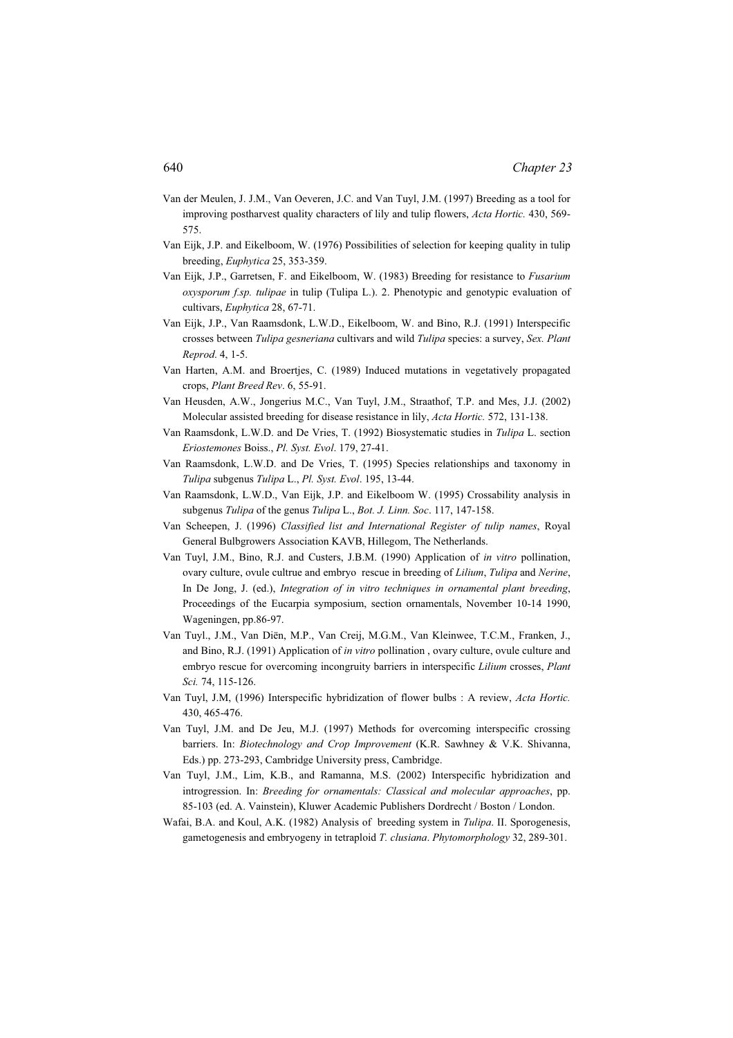Van der Meulen, J. J.M., Van Oeveren, J.C. and Van Tuyl, J.M. (1997) Breeding as a tool for improving postharvest quality characters of lily and tulip flowers, *Acta Hortic.* 430, 569-575.

Van Eijk, J.P. and Eikelboom, W. (1976) Possibilities of selection for keeping quality in tulip breeding, *Euphytica* 25, 353-359.

Van Eijk, J.P., Garretsen, F. and Eikelboom, W. (1983) Breeding for resistance to *Fusarium oxysporum f.sp. tulipae* in tulip (Tulipa L.). 2. Phenotypic and genotypic evaluation of cultivars, *Euphytica* 28, 67-71.

Van Eijk, J.P., Van Raamsdonk, L.W.D., Eikelboom, W. and Bino, R.J. (1991) Interspecific crosses between *Tulipa gesneriana* cultivars and wild *Tulipa* species: a survey, *Sex. Plant Reprod*. 4, 1-5.

Van Harten, A.M. and Broertjes, C. (1989) Induced mutations in vegetatively propagated crops, *Plant Breed Rev*. 6, 55-91.

Van Heusden, A.W., Jongerius M.C., Van Tuyl, J.M., Straathof, T.P. and Mes, J.J. (2002) Molecular assisted breeding for disease resistance in lily, *Acta Hortic.* 572, 131-138.

Van Raamsdonk, L.W.D. and De Vries, T. (1992) Biosystematic studies in *Tulipa* L. section *Eriostemones* Boiss., *Pl. Syst. Evol*. 179, 27-41.

Van Raamsdonk, L.W.D. and De Vries, T. (1995) Species relationships and taxonomy in *Tulipa* subgenus *Tulipa* L., *Pl. Syst. Evol*. 195, 13-44.

Van Raamsdonk, L.W.D., Van Eijk, J.P. and Eikelboom W. (1995) Crossability analysis in subgenus *Tulipa* of the genus *Tulipa* L., *Bot. J. Linn. Soc*. 117, 147-158.

Van Scheepen, J. (1996) *Classified list and International Register of tulip names*, Royal General Bulbgrowers Association KAVB, Hillegom, The Netherlands.

Van Tuyl, J.M., Bino, R.J. and Custers, J.B.M. (1990) Application of *in vitro* pollination, ovary culture, ovule cultrue and embryo rescue in breeding of *Lilium*, *Tulipa* and *Nerine*, In De Jong, J. (ed.), *Integration of in vitro techniques in ornamental plant breeding*, Proceedings of the Eucarpia symposium, section ornamentals, November 10-14 1990, Wageningen, pp.86-97.

Van Tuyl., J.M., Van Diën, M.P., Van Creij, M.G.M., Van Kleinwee, T.C.M., Franken, J., and Bino, R.J. (1991) Application of *in vitro* pollination , ovary culture, ovule culture and embryo rescue for overcoming incongruity barriers in interspecific *Lilium* crosses, *Plant Sci.* 74, 115-126.

Van Tuyl, J.M, (1996) Interspecific hybridization of flower bulbs : A review, *Acta Hortic.* 430, 465-476.

Van Tuyl, J.M. and De Jeu, M.J. (1997) Methods for overcoming interspecific crossing barriers. In: *Biotechnology and Crop Improvement* (K.R. Sawhney & V.K. Shivanna, Eds.) pp. 273-293, Cambridge University press, Cambridge.

Van Tuyl, J.M., Lim, K.B., and Ramanna, M.S. (2002) Interspecific hybridization and introgression. In: *Breeding for ornamentals: Classical and molecular approaches*, pp. 85-103 (ed. A. Vainstein), Kluwer Academic Publishers Dordrecht / Boston / London.

Wafai, B.A. and Koul, A.K. (1982) Analysis of breeding system in *Tulipa*. II. Sporogenesis, gametogenesis and embryogeny in tetraploid *T. clusiana*. *Phytomorphology* 32, 289-301.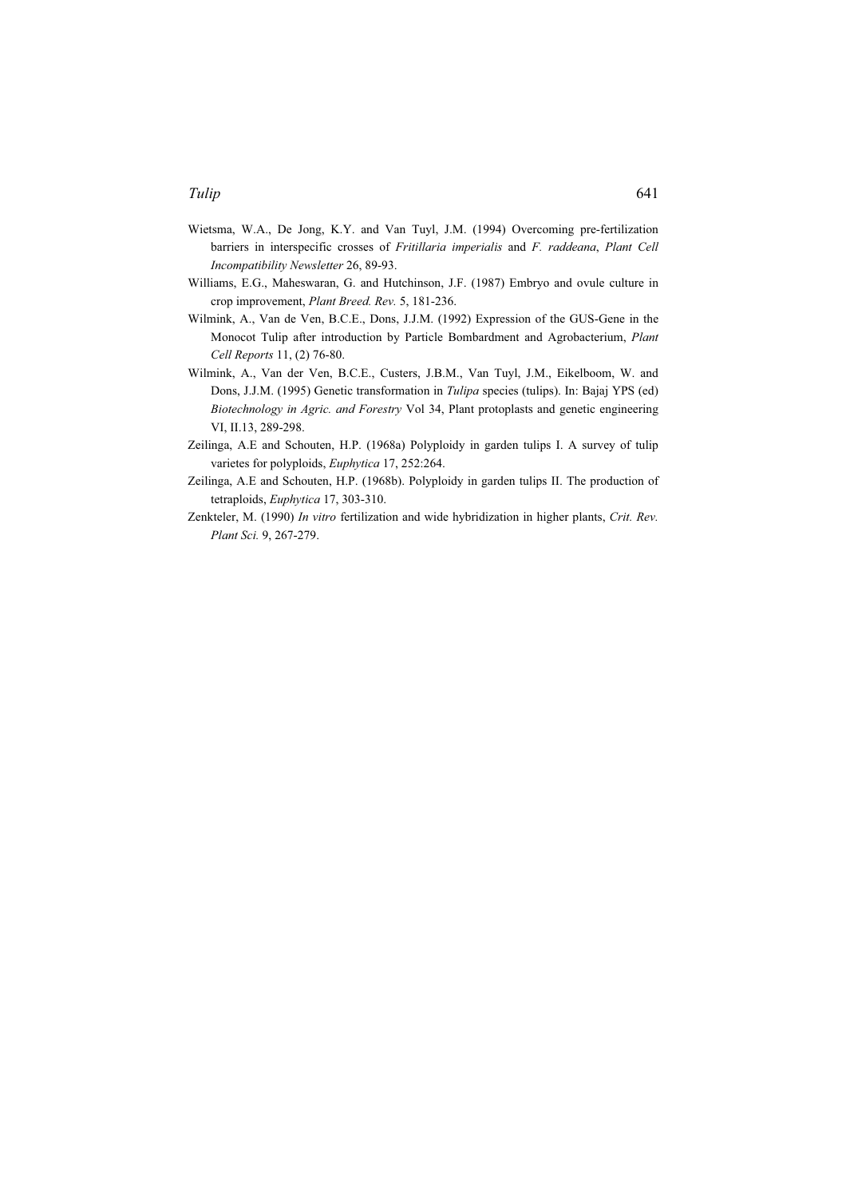Wietsma, W.A., De Jong, K.Y. and Van Tuyl, J.M. (1994) Overcoming pre-fertilization barriers in interspecific crosses of *Fritillaria imperialis* and *F. raddeana*, *Plant Cell Incompatibility Newsletter* 26, 89-93.

Williams, E.G., Maheswaran, G. and Hutchinson, J.F. (1987) Embryo and ovule culture in crop improvement, *Plant Breed. Rev.* 5, 181-236.

Wilmink, A., Van de Ven, B.C.E., Dons, J.J.M. (1992) Expression of the GUS-Gene in the Monocot Tulip after introduction by Particle Bombardment and Agrobacterium, *Plant Cell Reports* 11, (2) 76-80.

Wilmink, A., Van der Ven, B.C.E., Custers, J.B.M., Van Tuyl, J.M., Eikelboom, W. and Dons, J.J.M. (1995) Genetic transformation in *Tulipa* species (tulips). In: Bajaj YPS (ed) *Biotechnology in Agric. and Forestry* Vol 34, Plant protoplasts and genetic engineering VI, II.13, 289-298.

Zeilinga, A.E and Schouten, H.P. (1968a) Polyploidy in garden tulips I. A survey of tulip varietes for polyploids, *Euphytica* 17, 252:264.

Zeilinga, A.E and Schouten, H.P. (1968b). Polyploidy in garden tulips II. The production of tetraploids, *Euphytica* 17, 303-310.

Zenkteler, M. (1990) *In vitro* fertilization and wide hybridization in higher plants, *Crit. Rev. Plant Sci.* 9, 267-279.